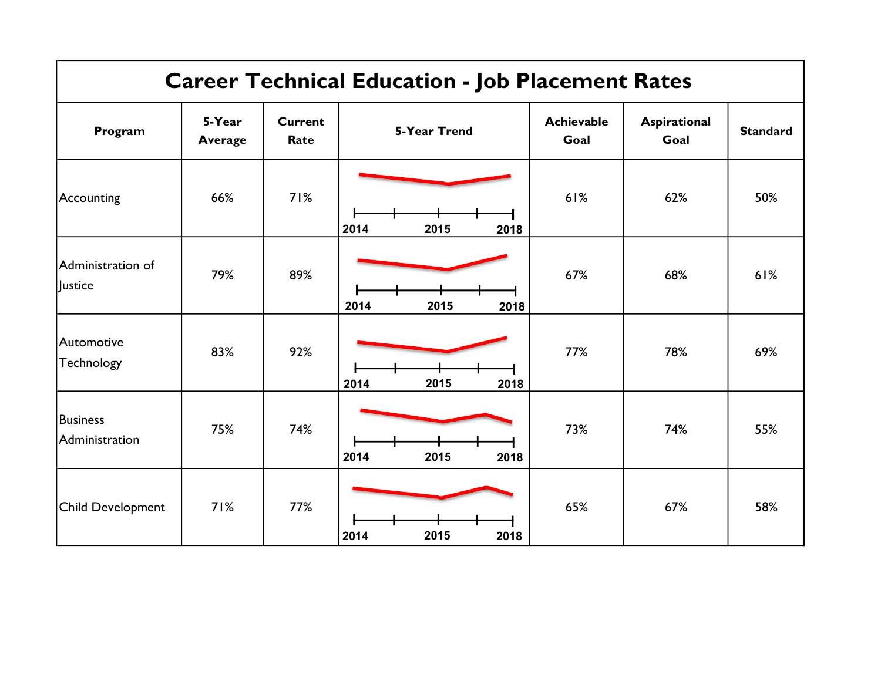# Career Technical Education - Job Placement Rates

| Program | 5-Year Average | Current Rate | 5-Year Trend | Achievable Goal | Aspirational Goal | Standard |
|---|---|---|---|---|---|---|
| Accounting | 66% | 71% | 2014 2015 2018 | 61% | 62% | 50% |
| Administration of Justice | 79% | 89% | 2014 2015 2018 | 67% | 68% | 61% |
| Automotive Technology | 83% | 92% | 2014 2015 2018 | 77% | 78% | 69% |
| Business Administration | 75% | 74% | 2014 2015 2018 | 73% | 74% | 55% |
| Child Development | 71% | 77% | 2014 2015 2018 | 65% | 67% | 58% |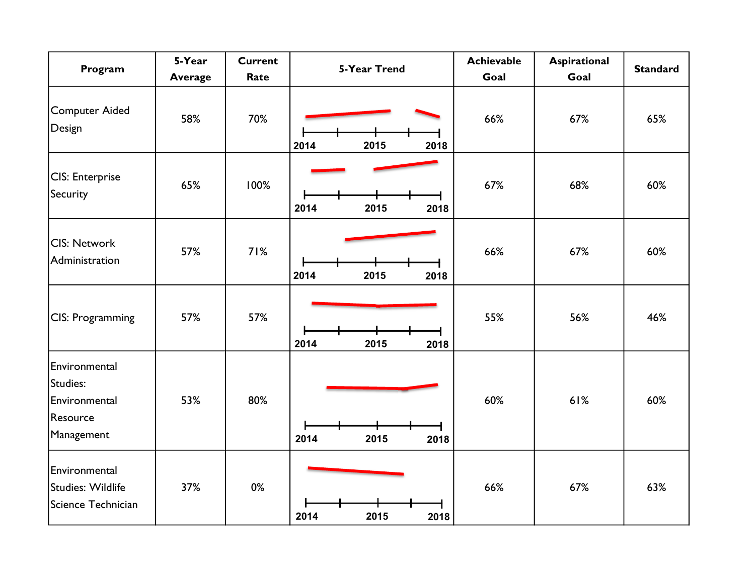| Program | 5-Year Average | Current Rate | 5-Year Trend | Achievable Goal | Aspirational Goal | Standard |
|---|---|---|---|---|---|---|
| Computer Aided Design | 58% | 70% | 2014 2015 2018 | 66% | 67% | 65% |
| CIS: Enterprise Security | 65% | 100% | 2014 2015 2018 | 67% | 68% | 60% |
| CIS: Network Administration | 57% | 71% | 2014 2015 2018 | 66% | 67% | 60% |
| CIS: Programming | 57% | 57% | 2014 2015 2018 | 55% | 56% | 46% |
| Environmental Studies: Environmental Resource Management | 53% | 80% | 2014 2015 2018 | 60% | 61% | 60% |
| Environmental Studies: Wildlife Science Technician | 37% | 0% | 2014 2015 2018 | 66% | 67% | 63% |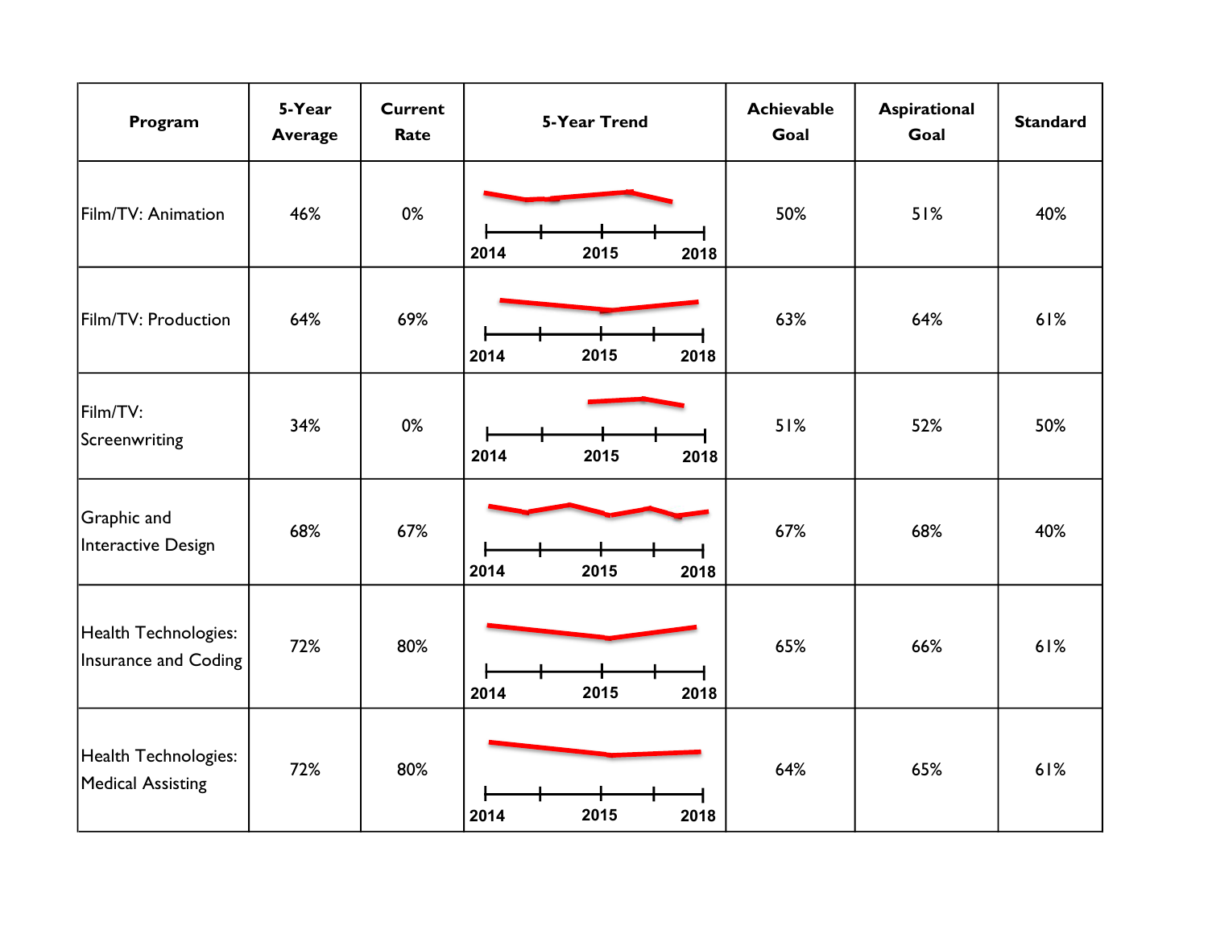| Program | 5-Year Average | Current Rate | 5-Year Trend | Achievable Goal | Aspirational Goal | Standard |
|---|---|---|---|---|---|---|
| Film/TV: Animation | 46% | 0% | 2014 2015 2018 | 50% | 51% | 40% |
| Film/TV: Production | 64% | 69% | 2014 2015 2018 | 63% | 64% | 61% |
| Film/TV: Screenwriting | 34% | 0% | 2014 2015 2018 | 51% | 52% | 50% |
| Graphic and Interactive Design | 68% | 67% | 2014 2015 2018 | 67% | 68% | 40% |
| Health Technologies: Insurance and Coding | 72% | 80% | 2014 2015 2018 | 65% | 66% | 61% |
| Health Technologies: Medical Assisting | 72% | 80% | 2014 2015 2018 | 64% | 65% | 61% |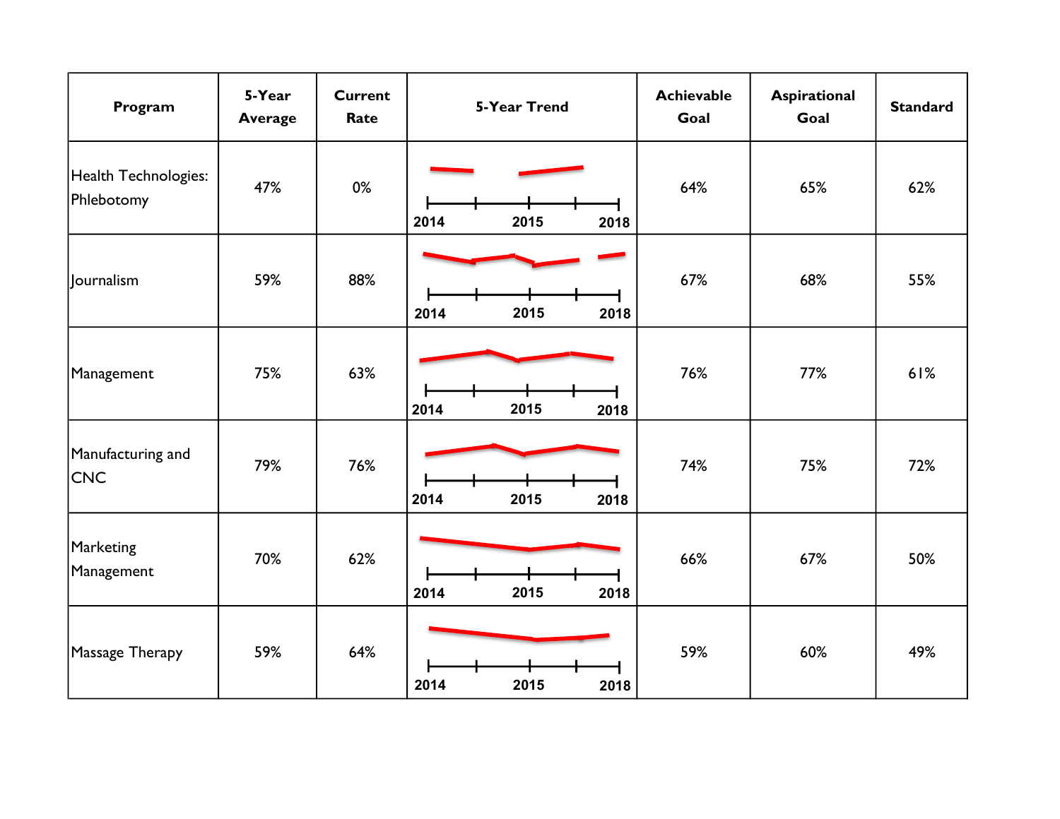| Program | 5-Year Average | Current Rate | 5-Year Trend | Achievable Goal | Aspirational Goal | Standard |
|---|---|---|---|---|---|---|
| Health Technologies: Phlebotomy | 47% | 0% | 2014 2015 2018 | 64% | 65% | 62% |
| Journalism | 59% | 88% | 2014 2015 2018 | 67% | 68% | 55% |
| Management | 75% | 63% | 2014 2015 2018 | 76% | 77% | 61% |
| Manufacturing and CNC | 79% | 76% | 2014 2015 2018 | 74% | 75% | 72% |
| Marketing Management | 70% | 62% | 2014 2015 2018 | 66% | 67% | 50% |
| Massage Therapy | 59% | 64% | 2014 2015 2018 | 59% | 60% | 49% |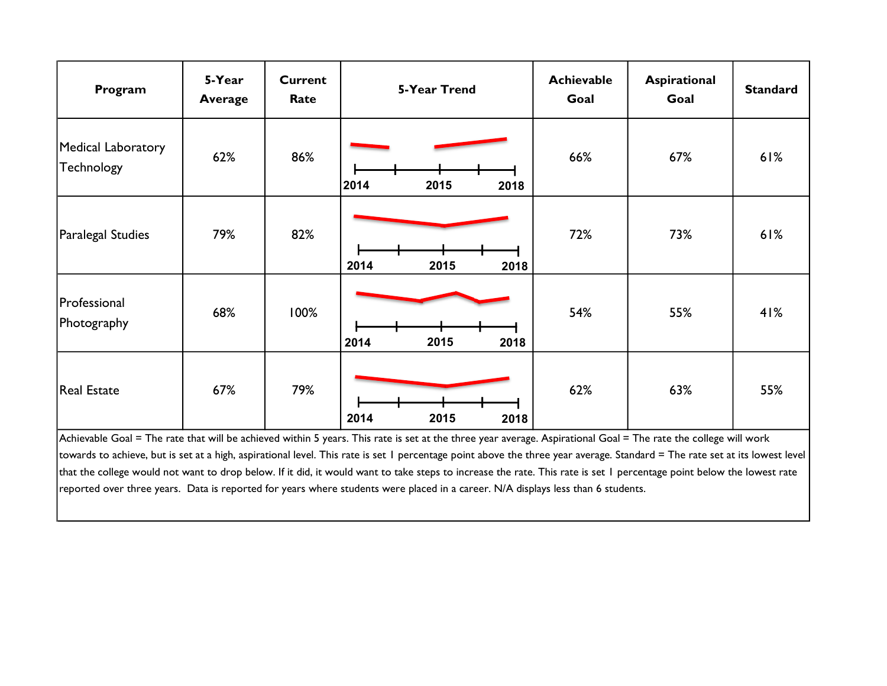| Program | 5-Year Average | Current Rate | 5-Year Trend | Achievable Goal | Aspirational Goal | Standard |
|---|---|---|---|---|---|---|
| Medical Laboratory Technology | 62% | 86% | 2014 2015 2018 | 66% | 67% | 61% |
| Paralegal Studies | 79% | 82% | 2014 2015 2018 | 72% | 73% | 61% |
| Professional Photography | 68% | 100% | 2014 2015 2018 | 54% | 55% | 41% |
| Real Estate | 67% | 79% | 2014 2015 2018 | 62% | 63% | 55% |

Achievable Goal = The rate that will be achieved within 5 years. This rate is set at the three year average. Aspirational Goal = The rate the college will work towards to achieve, but is set at a high, aspirational level. This rate is set 1 percentage point above the three year average. Standard = The rate set at its lowest level that the college would not want to drop below. If it did, it would want to take steps to increase the rate. This rate is set 1 percentage point below the lowest rate reported over three years. Data is reported for years where students were placed in a career. N/A displays less than 6 students.